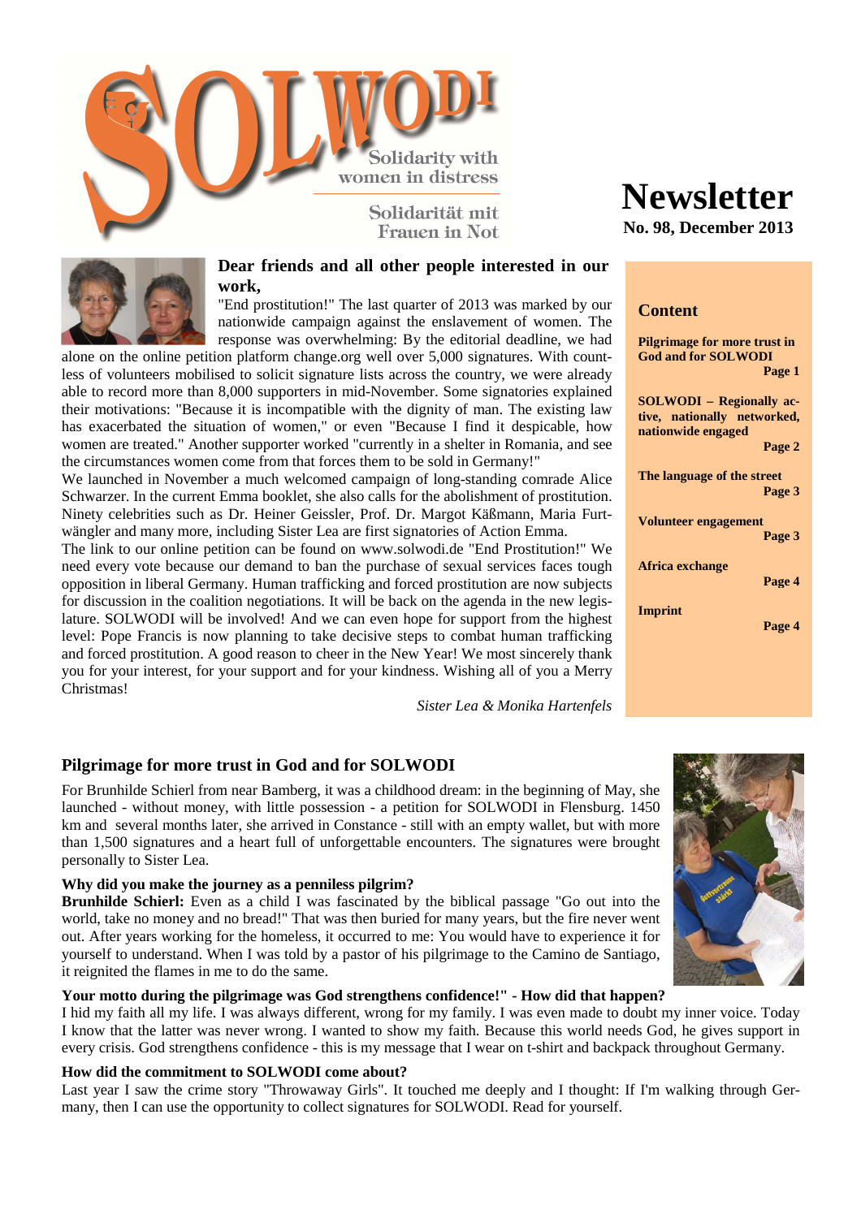# SOLWODI

Solidarity with women in distress

Solidarität mit Frauen in Not

# Newsletter

**No. 98, December 2013**

## Content

**Pilgrimage for more trust in God and for SOLWODI** — Page 1

**SOLWODI – Regionally active, nationally networked, nationwide engaged** — Page 2

**The language of the street** — Page 3

**Volunteer engagement** — Page 3

**Africa exchange** — Page 4

**Imprint** — Page 4

### Dear friends and all other people interested in our work,

"End prostitution!" The last quarter of 2013 was marked by our nationwide campaign against the enslavement of women. The response was overwhelming: By the editorial deadline, we had alone on the online petition platform change.org well over 5,000 signatures. With countless of volunteers mobilised to solicit signature lists across the country, we were already able to record more than 8,000 supporters in mid-November. Some signatories explained their motivations: "Because it is incompatible with the dignity of man. The existing law has exacerbated the situation of women," or even "Because I find it despicable, how women are treated." Another supporter worked "currently in a shelter in Romania, and see the circumstances women come from that forces them to be sold in Germany!"

We launched in November a much welcomed campaign of long-standing comrade Alice Schwarzer. In the current Emma booklet, she also calls for the abolishment of prostitution. Ninety celebrities such as Dr. Heiner Geissler, Prof. Dr. Margot Käßmann, Maria Furtwängler and many more, including Sister Lea are first signatories of Action Emma.

The link to our online petition can be found on www.solwodi.de "End Prostitution!" We need every vote because our demand to ban the purchase of sexual services faces tough opposition in liberal Germany. Human trafficking and forced prostitution are now subjects for discussion in the coalition negotiations. It will be back on the agenda in the new legislature. SOLWODI will be involved! And we can even hope for support from the highest level: Pope Francis is now planning to take decisive steps to combat human trafficking and forced prostitution. A good reason to cheer in the New Year! We most sincerely thank you for your interest, for your support and for your kindness. Wishing all of you a Merry Christmas!

*Sister Lea & Monika Hartenfels*

## Pilgrimage for more trust in God and for SOLWODI

For Brunhilde Schierl from near Bamberg, it was a childhood dream: in the beginning of May, she launched - without money, with little possession - a petition for SOLWODI in Flensburg. 1450 km and several months later, she arrived in Constance - still with an empty wallet, but with more than 1,500 signatures and a heart full of unforgettable encounters. The signatures were brought personally to Sister Lea.

**Why did you make the journey as a penniless pilgrim?**

**Brunhilde Schierl:** Even as a child I was fascinated by the biblical passage "Go out into the world, take no money and no bread!" That was then buried for many years, but the fire never went out. After years working for the homeless, it occurred to me: You would have to experience it for yourself to understand. When I was told by a pastor of his pilgrimage to the Camino de Santiago, it reignited the flames in me to do the same.

**Your motto during the pilgrimage was God strengthens confidence!" - How did that happen?**

I hid my faith all my life. I was always different, wrong for my family. I was even made to doubt my inner voice. Today I know that the latter was never wrong. I wanted to show my faith. Because this world needs God, he gives support in every crisis. God strengthens confidence - this is my message that I wear on t-shirt and backpack throughout Germany.

**How did the commitment to SOLWODI come about?**

Last year I saw the crime story "Throwaway Girls". It touched me deeply and I thought: If I'm walking through Germany, then I can use the opportunity to collect signatures for SOLWODI. Read for yourself.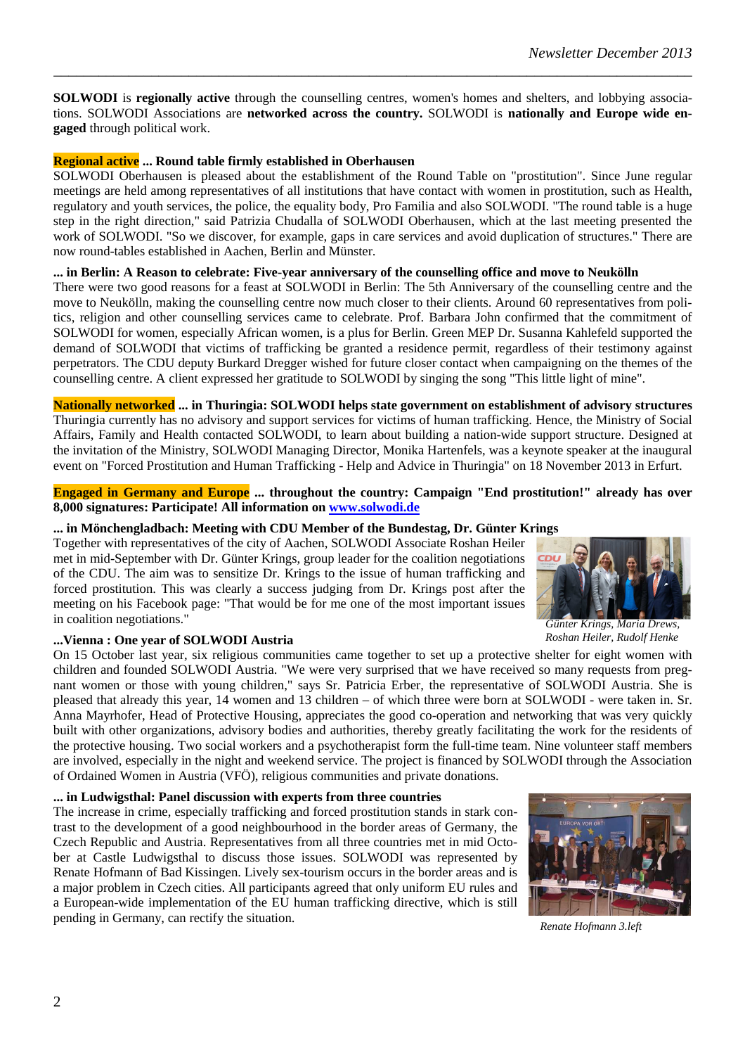**SOLWODI** is **regionally active** through the counselling centres, women's homes and shelters, and lobbying associations. SOLWODI Associations are **networked across the country.** SOLWODI is **nationally and Europe wide engaged** through political work.

**Regional active ... Round table firmly established in Oberhausen**

SOLWODI Oberhausen is pleased about the establishment of the Round Table on "prostitution". Since June regular meetings are held among representatives of all institutions that have contact with women in prostitution, such as Health, regulatory and youth services, the police, the equality body, Pro Familia and also SOLWODI. "The round table is a huge step in the right direction," said Patrizia Chudalla of SOLWODI Oberhausen, which at the last meeting presented the work of SOLWODI. "So we discover, for example, gaps in care services and avoid duplication of structures." There are now round-tables established in Aachen, Berlin and Münster.

**... in Berlin: A Reason to celebrate: Five-year anniversary of the counselling office and move to Neukölln**

There were two good reasons for a feast at SOLWODI in Berlin: The 5th Anniversary of the counselling centre and the move to Neukölln, making the counselling centre now much closer to their clients. Around 60 representatives from politics, religion and other counselling services came to celebrate. Prof. Barbara John confirmed that the commitment of SOLWODI for women, especially African women, is a plus for Berlin. Green MEP Dr. Susanna Kahlefeld supported the demand of SOLWODI that victims of trafficking be granted a residence permit, regardless of their testimony against perpetrators. The CDU deputy Burkard Dregger wished for future closer contact when campaigning on the themes of the counselling centre. A client expressed her gratitude to SOLWODI by singing the song "This little light of mine".

**Nationally networked ... in Thuringia: SOLWODI helps state government on establishment of advisory structures**

Thuringia currently has no advisory and support services for victims of human trafficking. Hence, the Ministry of Social Affairs, Family and Health contacted SOLWODI, to learn about building a nation-wide support structure. Designed at the invitation of the Ministry, SOLWODI Managing Director, Monika Hartenfels, was a keynote speaker at the inaugural event on "Forced Prostitution and Human Trafficking - Help and Advice in Thuringia" on 18 November 2013 in Erfurt.

**Engaged in Germany and Europe ... throughout the country: Campaign "End prostitution!" already has over 8,000 signatures: Participate! All information on [www.solwodi.de](http://www.solwodi.de)**

**... in Mönchengladbach: Meeting with CDU Member of the Bundestag, Dr. Günter Krings**

Together with representatives of the city of Aachen, SOLWODI Associate Roshan Heiler met in mid-September with Dr. Günter Krings, group leader for the coalition negotiations of the CDU. The aim was to sensitize Dr. Krings to the issue of human trafficking and forced prostitution. This was clearly a success judging from Dr. Krings post after the meeting on his Facebook page: "That would be for me one of the most important issues in coalition negotiations."

*Günter Krings, Maria Drews, Roshan Heiler, Rudolf Henke*

**...Vienna : One year of SOLWODI Austria**

On 15 October last year, six religious communities came together to set up a protective shelter for eight women with children and founded SOLWODI Austria. "We were very surprised that we have received so many requests from pregnant women or those with young children," says Sr. Patricia Erber, the representative of SOLWODI Austria. She is pleased that already this year, 14 women and 13 children – of which three were born at SOLWODI - were taken in. Sr. Anna Mayrhofer, Head of Protective Housing, appreciates the good co-operation and networking that was very quickly built with other organizations, advisory bodies and authorities, thereby greatly facilitating the work for the residents of the protective housing. Two social workers and a psychotherapist form the full-time team. Nine volunteer staff members are involved, especially in the night and weekend service. The project is financed by SOLWODI through the Association of Ordained Women in Austria (VFÖ), religious communities and private donations.

**... in Ludwigsthal: Panel discussion with experts from three countries**

The increase in crime, especially trafficking and forced prostitution stands in stark contrast to the development of a good neighbourhood in the border areas of Germany, the Czech Republic and Austria. Representatives from all three countries met in mid October at Castle Ludwigsthal to discuss those issues. SOLWODI was represented by Renate Hofmann of Bad Kissingen. Lively sex-tourism occurs in the border areas and is a major problem in Czech cities. All participants agreed that only uniform EU rules and a European-wide implementation of the EU human trafficking directive, which is still pending in Germany, can rectify the situation.

*Renate Hofmann 3.left*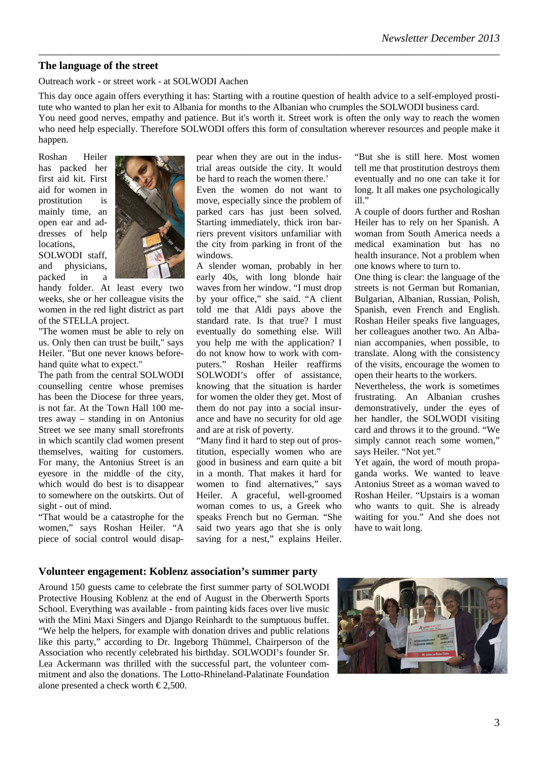## The language of the street

Outreach work - or street work - at SOLWODI Aachen

This day once again offers everything it has: Starting with a routine question of health advice to a self-employed prostitute who wanted to plan her exit to Albania for months to the Albanian who crumples the SOLWODI business card. You need good nerves, empathy and patience. But it's worth it. Street work is often the only way to reach the women who need help especially. Therefore SOLWODI offers this form of consultation wherever resources and people make it happen.

Roshan Heiler has packed her first aid kit. First aid for women in prostitution is mainly time, an open ear and addresses of help locations, SOLWODI staff, and physicians, packed in a handy folder. At least every two weeks, she or her colleague visits the women in the red light district as part of the STELLA project.

"The women must be able to rely on us. Only then can trust be built," says Heiler. "But one never knows beforehand quite what to expect."

The path from the central SOLWODI counselling centre whose premises has been the Diocese for three years, is not far. At the Town Hall 100 metres away – standing in on Antonius Street we see many small storefronts in which scantily clad women present themselves, waiting for customers. For many, the Antonius Street is an eyesore in the middle of the city, which would do best is to disappear to somewhere on the outskirts. Out of sight - out of mind.

"That would be a catastrophe for the women," says Roshan Heiler. "A piece of social control would disappear when they are out in the industrial areas outside the city. It would be hard to reach the women there.'

Even the women do not want to move, especially since the problem of parked cars has just been solved. Starting immediately, thick iron barriers prevent visitors unfamiliar with the city from parking in front of the windows.

A slender woman, probably in her early 40s, with long blonde hair waves from her window. "I must drop by your office," she said. "A client told me that Aldi pays above the standard rate. Is that true? I must eventually do something else. Will you help me with the application? I do not know how to work with computers." Roshan Heiler reaffirms SOLWODI's offer of assistance, knowing that the situation is harder for women the older they get. Most of them do not pay into a social insurance and have no security for old age and are at risk of poverty.

"Many find it hard to step out of prostitution, especially women who are good in business and earn quite a bit in a month. That makes it hard for women to find alternatives," says Heiler. A graceful, well-groomed woman comes to us, a Greek who speaks French but no German. "She said two years ago that she is only saving for a nest," explains Heiler. "But she is still here. Most women tell me that prostitution destroys them eventually and no one can take it for long. It all makes one psychologically ill."

A couple of doors further and Roshan Heiler has to rely on her Spanish. A woman from South America needs a medical examination but has no health insurance. Not a problem when one knows where to turn to.

One thing is clear: the language of the streets is not German but Romanian, Bulgarian, Albanian, Russian, Polish, Spanish, even French and English. Roshan Heiler speaks five languages, her colleagues another two. An Albanian accompanies, when possible, to translate. Along with the consistency of the visits, encourage the women to open their hearts to the workers.

Nevertheless, the work is sometimes frustrating. An Albanian crushes demonstratively, under the eyes of her handler, the SOLWODI visiting card and throws it to the ground. "We simply cannot reach some women," says Heiler. "Not yet."

Yet again, the word of mouth propaganda works. We wanted to leave Antonius Street as a woman waved to Roshan Heiler. "Upstairs is a woman who wants to quit. She is already waiting for you." And she does not have to wait long.

## Volunteer engagement: Koblenz association's summer party

Around 150 guests came to celebrate the first summer party of SOLWODI Protective Housing Koblenz at the end of August in the Oberwerth Sports School. Everything was available - from painting kids faces over live music with the Mini Maxi Singers and Django Reinhardt to the sumptuous buffet. "We help the helpers, for example with donation drives and public relations like this party," according to Dr. Ingeborg Thümmel, Chairperson of the Association who recently celebrated his birthday. SOLWODI's founder Sr. Lea Ackermann was thrilled with the successful part, the volunteer commitment and also the donations. The Lotto-Rhineland-Palatinate Foundation alone presented a check worth € 2,500.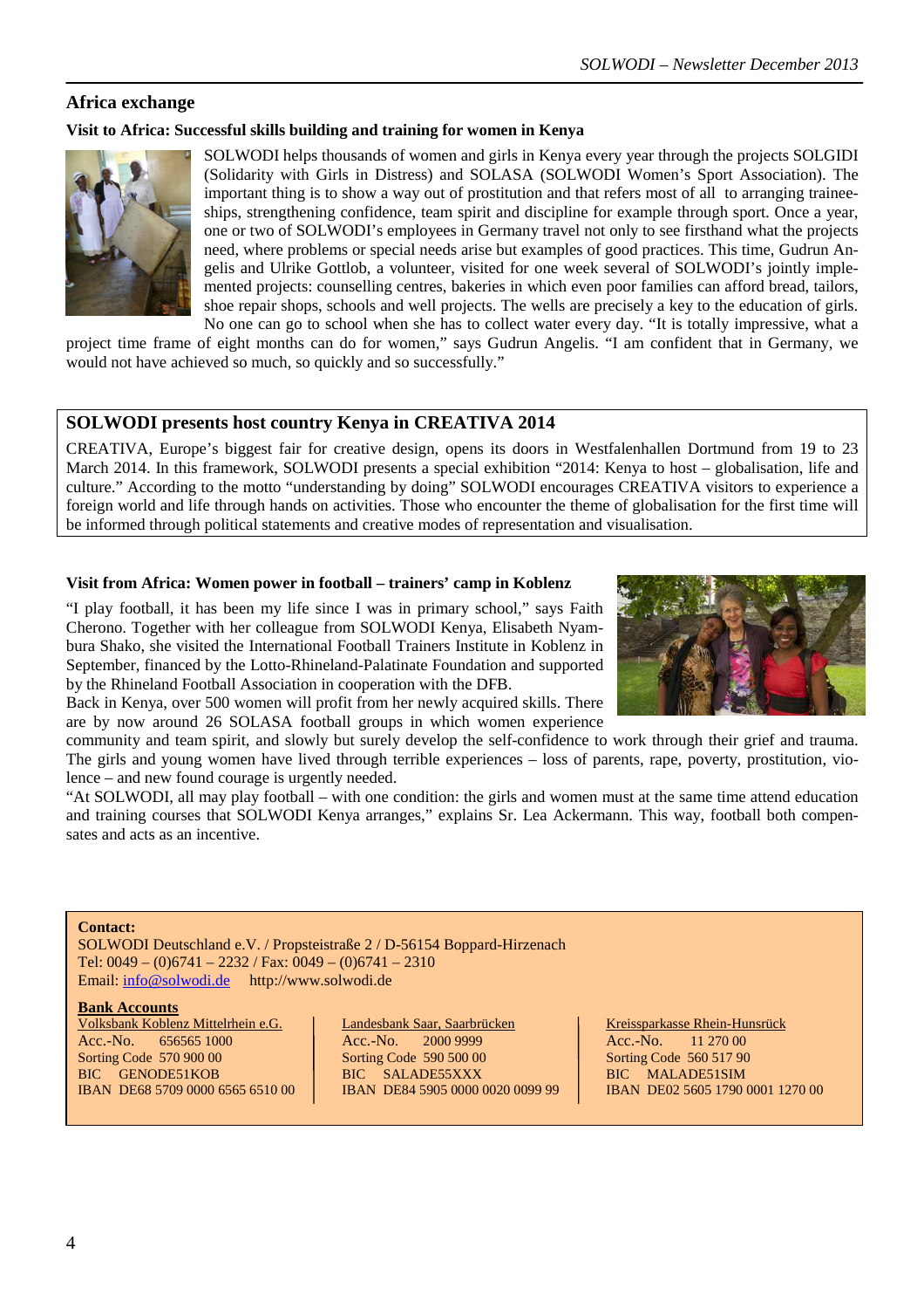## Africa exchange

**Visit to Africa: Successful skills building and training for women in Kenya**

SOLWODI helps thousands of women and girls in Kenya every year through the projects SOLGIDI (Solidarity with Girls in Distress) and SOLASA (SOLWODI Women's Sport Association). The important thing is to show a way out of prostitution and that refers most of all to arranging traineeships, strengthening confidence, team spirit and discipline for example through sport. Once a year, one or two of SOLWODI's employees in Germany travel not only to see firsthand what the projects need, where problems or special needs arise but examples of good practices. This time, Gudrun Angelis and Ulrike Gottlob, a volunteer, visited for one week several of SOLWODI's jointly implemented projects: counselling centres, bakeries in which even poor families can afford bread, tailors, shoe repair shops, schools and well projects. The wells are precisely a key to the education of girls. No one can go to school when she has to collect water every day. "It is totally impressive, what a project time frame of eight months can do for women," says Gudrun Angelis. "I am confident that in Germany, we would not have achieved so much, so quickly and so successfully."

### SOLWODI presents host country Kenya in CREATIVA 2014

CREATIVA, Europe's biggest fair for creative design, opens its doors in Westfalenhallen Dortmund from 19 to 23 March 2014. In this framework, SOLWODI presents a special exhibition "2014: Kenya to host – globalisation, life and culture." According to the motto "understanding by doing" SOLWODI encourages CREATIVA visitors to experience a foreign world and life through hands on activities. Those who encounter the theme of globalisation for the first time will be informed through political statements and creative modes of representation and visualisation.

**Visit from Africa: Women power in football – trainers' camp in Koblenz**

"I play football, it has been my life since I was in primary school," says Faith Cherono. Together with her colleague from SOLWODI Kenya, Elisabeth Nyambura Shako, she visited the International Football Trainers Institute in Koblenz in September, financed by the Lotto-Rhineland-Palatinate Foundation and supported by the Rhineland Football Association in cooperation with the DFB.

Back in Kenya, over 500 women will profit from her newly acquired skills. There are by now around 26 SOLASA football groups in which women experience community and team spirit, and slowly but surely develop the self-confidence to work through their grief and trauma. The girls and young women have lived through terrible experiences – loss of parents, rape, poverty, prostitution, violence – and new found courage is urgently needed.

"At SOLWODI, all may play football – with one condition: the girls and women must at the same time attend education and training courses that SOLWODI Kenya arranges," explains Sr. Lea Ackermann. This way, football both compensates and acts as an incentive.

**Contact:**
SOLWODI Deutschland e.V. / Propsteistraße 2 / D-56154 Boppard-Hirzenach
Tel: 0049 – (0)6741 – 2232 / Fax: 0049 – (0)6741 – 2310
Email: info@solwodi.de http://www.solwodi.de

**Bank Accounts**

| | | |
|---|---|---|
| Volksbank Koblenz Mittelrhein e.G. | Landesbank Saar, Saarbrücken | Kreissparkasse Rhein-Hunsrück |
| Acc.-No. 656565 1000 | Acc.-No. 2000 9999 | Acc.-No. 11 270 00 |
| Sorting Code 570 900 00 | Sorting Code 590 500 00 | Sorting Code 560 517 90 |
| BIC GENODE51KOB | BIC SALADE55XXX | BIC MALADE51SIM |
| IBAN DE68 5709 0000 6565 6510 00 | IBAN DE84 5905 0000 0020 0099 99 | IBAN DE02 5605 1790 0001 1270 00 |